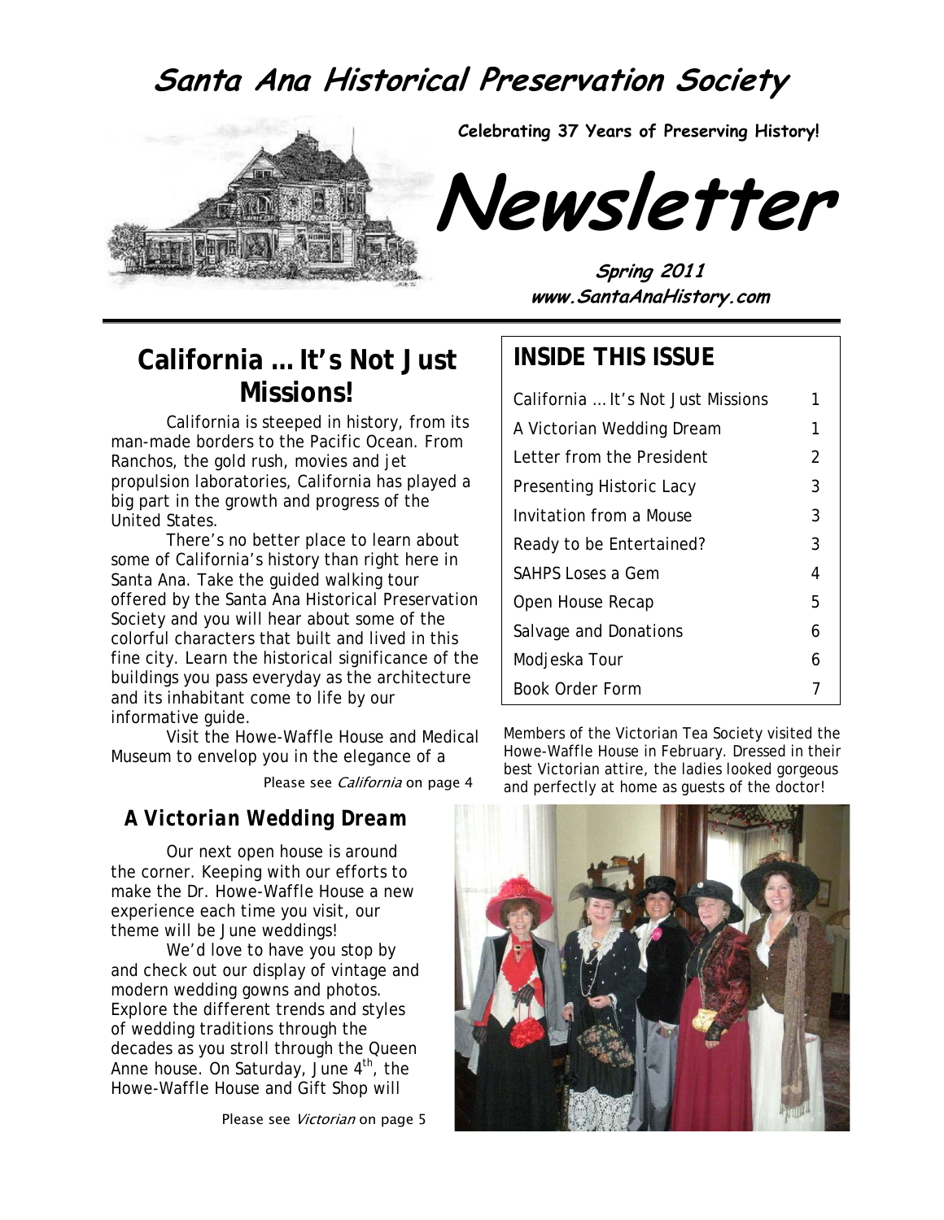# Santa Ana Historical Preservation Society

**Celebrating 37 Years of Preserving History!**

# Newsletter

**Spring 2011**
**www.SantaAnaHistory.com**

## California … It's Not Just Missions!

California is steeped in history, from its man-made borders to the Pacific Ocean. From Ranchos, the gold rush, movies and jet propulsion laboratories, California has played a big part in the growth and progress of the United States.

There's no better place to learn about some of California's history than right here in Santa Ana. Take the guided walking tour offered by the Santa Ana Historical Preservation Society and you will hear about some of the colorful characters that built and lived in this fine city. Learn the historical significance of the buildings you pass everyday as the architecture and its inhabitant come to life by our informative guide.

Visit the Howe-Waffle House and Medical Museum to envelop you in the elegance of a

Please see *California* on page 4

## A Victorian Wedding Dream

Our next open house is around the corner. Keeping with our efforts to make the Dr. Howe-Waffle House a new experience each time you visit, our theme will be June weddings!

We'd love to have you stop by and check out our display of vintage and modern wedding gowns and photos. Explore the different trends and styles of wedding traditions through the decades as you stroll through the Queen Anne house. On Saturday, June 4th, the Howe-Waffle House and Gift Shop will

Please see *Victorian* on page 5

## INSIDE THIS ISSUE

| | |
|---|---|
| California … It's Not Just Missions | 1 |
| A Victorian Wedding Dream | 1 |
| Letter from the President | 2 |
| Presenting Historic Lacy | 3 |
| Invitation from a Mouse | 3 |
| Ready to be Entertained? | 3 |
| SAHPS Loses a Gem | 4 |
| Open House Recap | 5 |
| Salvage and Donations | 6 |
| Modjeska Tour | 6 |
| Book Order Form | 7 |

Members of the Victorian Tea Society visited the Howe-Waffle House in February. Dressed in their best Victorian attire, the ladies looked gorgeous and perfectly at home as guests of the doctor!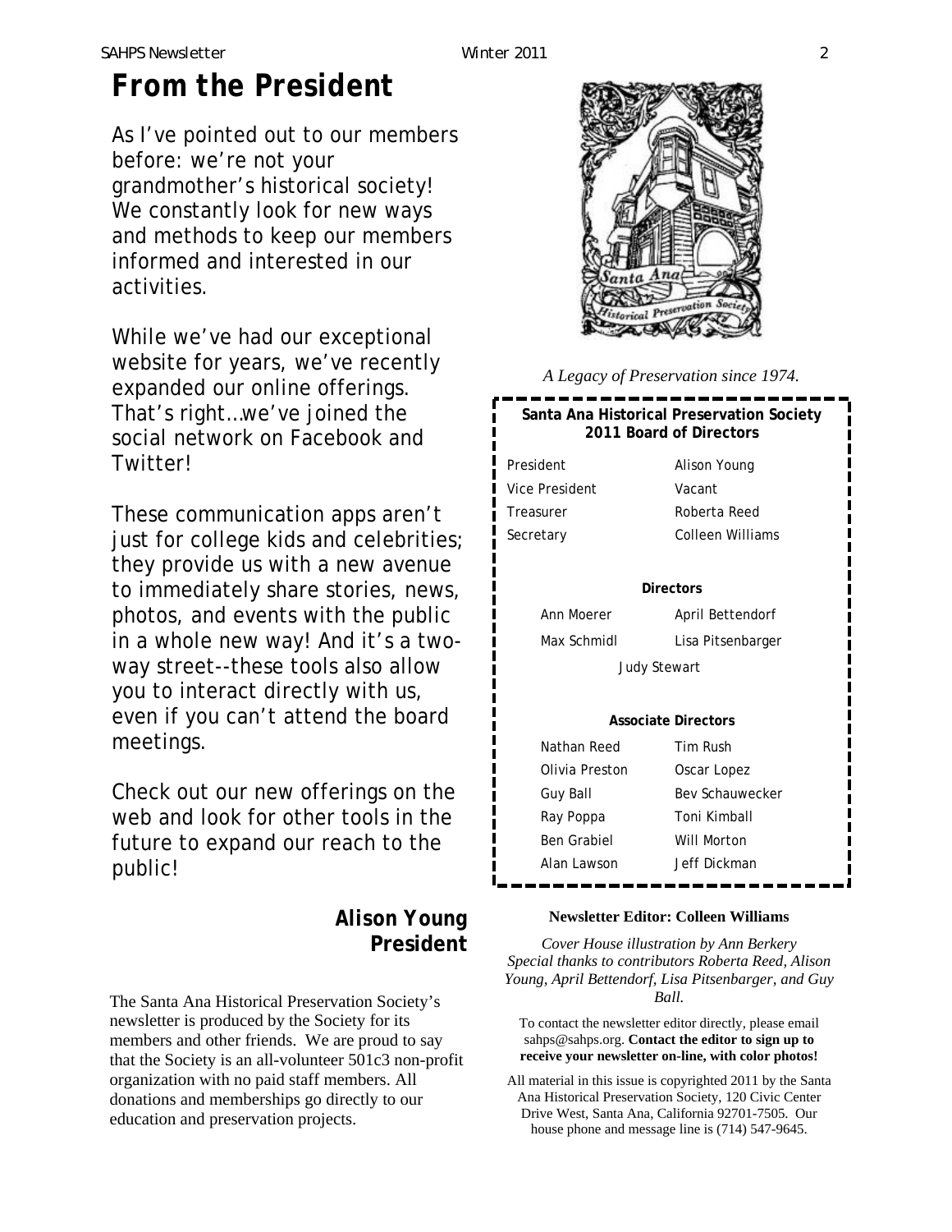# From the President

As I've pointed out to our members before: we're not your grandmother's historical society! We constantly look for new ways and methods to keep our members informed and interested in our activities.

While we've had our exceptional website for years, we've recently expanded our online offerings. That's right…we've joined the social network on Facebook and Twitter!

These communication apps aren't just for college kids and celebrities; they provide us with a new avenue to immediately share stories, news, photos, and events with the public in a whole new way! And it's a two-way street--these tools also allow you to interact directly with us, even if you can't attend the board meetings.

Check out our new offerings on the web and look for other tools in the future to expand our reach to the public!

**Alison Young**
**President**

The Santa Ana Historical Preservation Society's newsletter is produced by the Society for its members and other friends. We are proud to say that the Society is an all-volunteer 501c3 non-profit organization with no paid staff members. All donations and memberships go directly to our education and preservation projects.

*A Legacy of Preservation since 1974.*

**Santa Ana Historical Preservation Society**
**2011 Board of Directors**

| | |
|---|---|
| President | Alison Young |
| Vice President | Vacant |
| Treasurer | Roberta Reed |
| Secretary | Colleen Williams |

**Directors**

| | |
|---|---|
| Ann Moerer | April Bettendorf |
| Max Schmidl | Lisa Pitsenbarger |
| Judy Stewart | |

**Associate Directors**

| | |
|---|---|
| Nathan Reed | Tim Rush |
| Olivia Preston | Oscar Lopez |
| Guy Ball | Bev Schauwecker |
| Ray Poppa | Toni Kimball |
| Ben Grabiel | Will Morton |
| Alan Lawson | Jeff Dickman |

**Newsletter Editor: Colleen Williams**

*Cover House illustration by Ann Berkery*
*Special thanks to contributors Roberta Reed, Alison Young, April Bettendorf, Lisa Pitsenbarger, and Guy Ball.*

To contact the newsletter editor directly, please email sahps@sahps.org. **Contact the editor to sign up to receive your newsletter on-line, with color photos!**

All material in this issue is copyrighted 2011 by the Santa Ana Historical Preservation Society, 120 Civic Center Drive West, Santa Ana, California 92701-7505. Our house phone and message line is (714) 547-9645.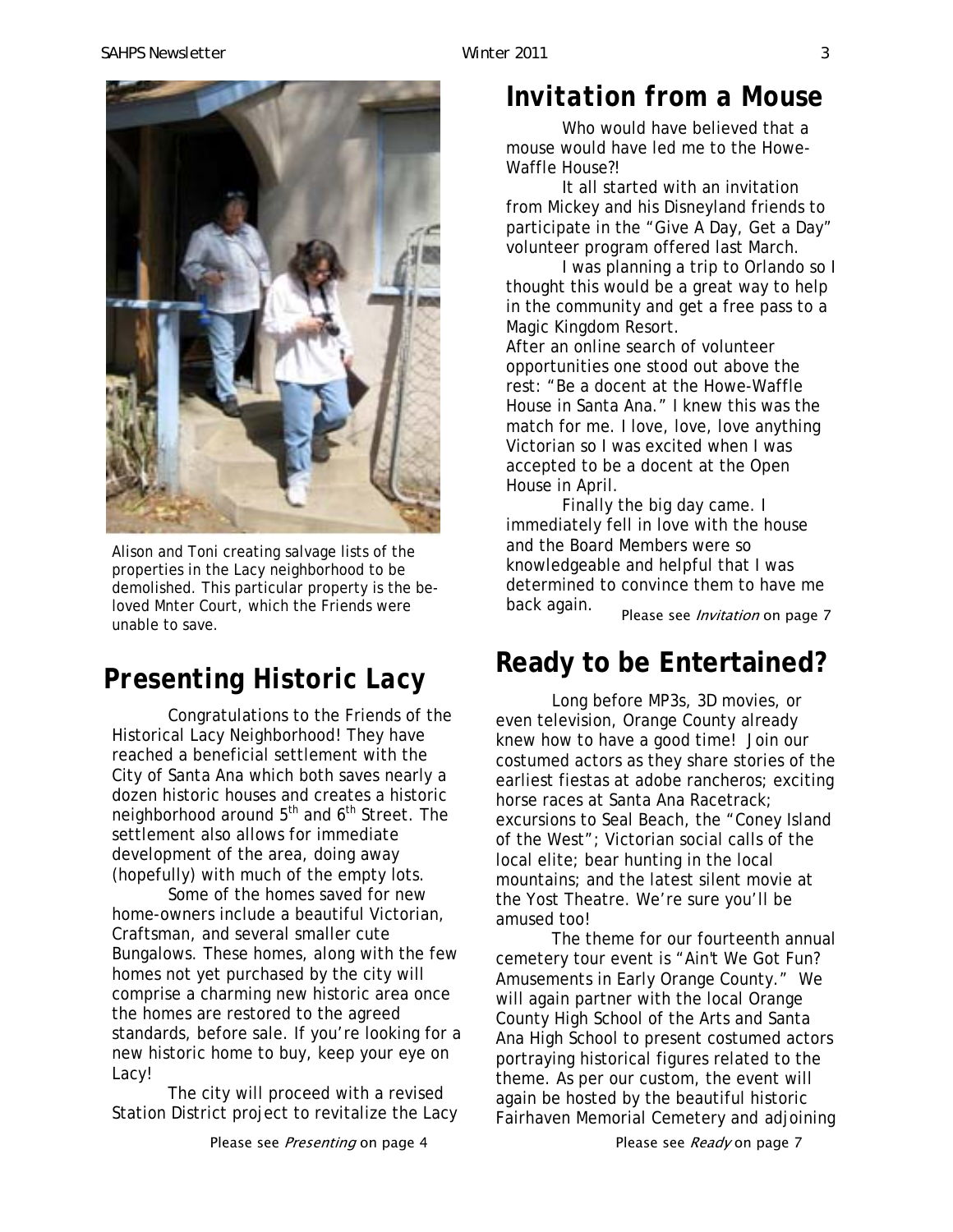Alison and Toni creating salvage lists of the properties in the Lacy neighborhood to be demolished. This particular property is the beloved Mnter Court, which the Friends were unable to save.

## Presenting Historic Lacy

Congratulations to the Friends of the Historical Lacy Neighborhood! They have reached a beneficial settlement with the City of Santa Ana which both saves nearly a dozen historic houses and creates a historic neighborhood around 5th and 6th Street. The settlement also allows for immediate development of the area, doing away (hopefully) with much of the empty lots.

Some of the homes saved for new home-owners include a beautiful Victorian, Craftsman, and several smaller cute Bungalows. These homes, along with the few homes not yet purchased by the city will comprise a charming new historic area once the homes are restored to the agreed standards, before sale. If you're looking for a new historic home to buy, keep your eye on Lacy!

The city will proceed with a revised Station District project to revitalize the Lacy

Please see *Presenting* on page 4

## Invitation from a Mouse

Who would have believed that a mouse would have led me to the Howe-Waffle House?!

It all started with an invitation from Mickey and his Disneyland friends to participate in the "Give A Day, Get a Day" volunteer program offered last March.

I was planning a trip to Orlando so I thought this would be a great way to help in the community and get a free pass to a Magic Kingdom Resort.
After an online search of volunteer opportunities one stood out above the rest: "Be a docent at the Howe-Waffle House in Santa Ana." I knew this was the match for me. I love, love, love anything Victorian so I was excited when I was accepted to be a docent at the Open House in April.

Finally the big day came. I immediately fell in love with the house and the Board Members were so knowledgeable and helpful that I was determined to convince them to have me back again.

Please see *Invitation* on page 7

## Ready to be Entertained?

Long before MP3s, 3D movies, or even television, Orange County already knew how to have a good time! Join our costumed actors as they share stories of the earliest fiestas at adobe rancheros; exciting horse races at Santa Ana Racetrack; excursions to Seal Beach, the "Coney Island of the West"; Victorian social calls of the local elite; bear hunting in the local mountains; and the latest silent movie at the Yost Theatre. We're sure you'll be amused too!

The theme for our fourteenth annual cemetery tour event is "Ain't We Got Fun? Amusements in Early Orange County." We will again partner with the local Orange County High School of the Arts and Santa Ana High School to present costumed actors portraying historical figures related to the theme. As per our custom, the event will again be hosted by the beautiful historic Fairhaven Memorial Cemetery and adjoining

Please see *Ready* on page 7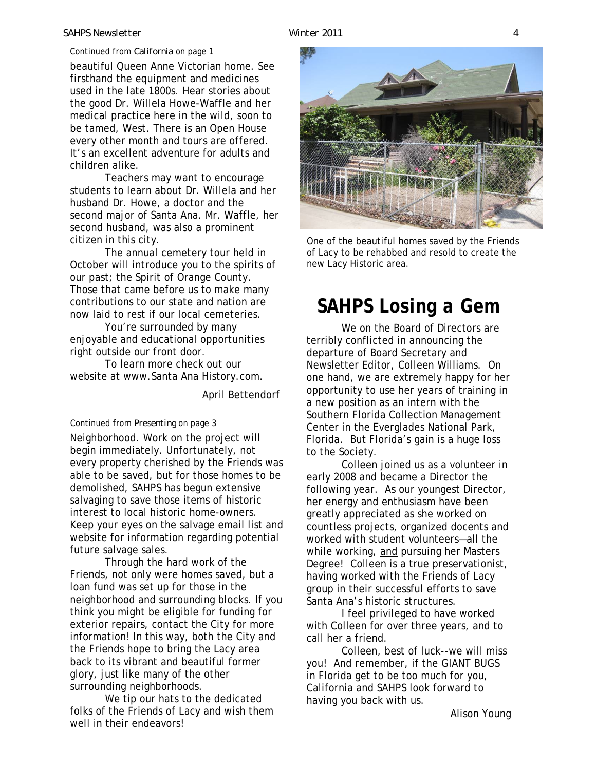*Continued from California on page 1*

beautiful Queen Anne Victorian home. See firsthand the equipment and medicines used in the late 1800s. Hear stories about the good Dr. Willela Howe-Waffle and her medical practice here in the wild, soon to be tamed, West. There is an Open House every other month and tours are offered. It's an excellent adventure for adults and children alike.

Teachers may want to encourage students to learn about Dr. Willela and her husband Dr. Howe, a doctor and the second major of Santa Ana. Mr. Waffle, her second husband, was also a prominent citizen in this city.

The annual cemetery tour held in October will introduce you to the spirits of our past; the Spirit of Orange County. Those that came before us to make many contributions to our state and nation are now laid to rest if our local cemeteries.

You're surrounded by many enjoyable and educational opportunities right outside our front door.

To learn more check out our website at www.Santa Ana History.com.

April Bettendorf

*Continued from Presenting on page 3*

Neighborhood. Work on the project will begin immediately. Unfortunately, not every property cherished by the Friends was able to be saved, but for those homes to be demolished, SAHPS has begun extensive salvaging to save those items of historic interest to local historic home-owners. Keep your eyes on the salvage email list and website for information regarding potential future salvage sales.

Through the hard work of the Friends, not only were homes saved, but a loan fund was set up for those in the neighborhood and surrounding blocks. If you think you might be eligible for funding for exterior repairs, contact the City for more information! In this way, both the City and the Friends hope to bring the Lacy area back to its vibrant and beautiful former glory, just like many of the other surrounding neighborhoods.

We tip our hats to the dedicated folks of the Friends of Lacy and wish them well in their endeavors!

One of the beautiful homes saved by the Friends of Lacy to be rehabbed and resold to create the new Lacy Historic area.

# SAHPS Losing a Gem

We on the Board of Directors are terribly conflicted in announcing the departure of Board Secretary and Newsletter Editor, Colleen Williams. On one hand, we are extremely happy for her opportunity to use her years of training in a new position as an intern with the Southern Florida Collection Management Center in the Everglades National Park, Florida. But Florida's gain is a huge loss to the Society.

Colleen joined us as a volunteer in early 2008 and became a Director the following year. As our youngest Director, her energy and enthusiasm have been greatly appreciated as she worked on countless projects, organized docents and worked with student volunteers—all the while working, and pursuing her Masters Degree! Colleen is a true preservationist, having worked with the Friends of Lacy group in their successful efforts to save Santa Ana's historic structures.

I feel privileged to have worked with Colleen for over three years, and to call her a friend.

Colleen, best of luck--we will miss you! And remember, if the GIANT BUGS in Florida get to be too much for you, California and SAHPS look forward to having you back with us.

Alison Young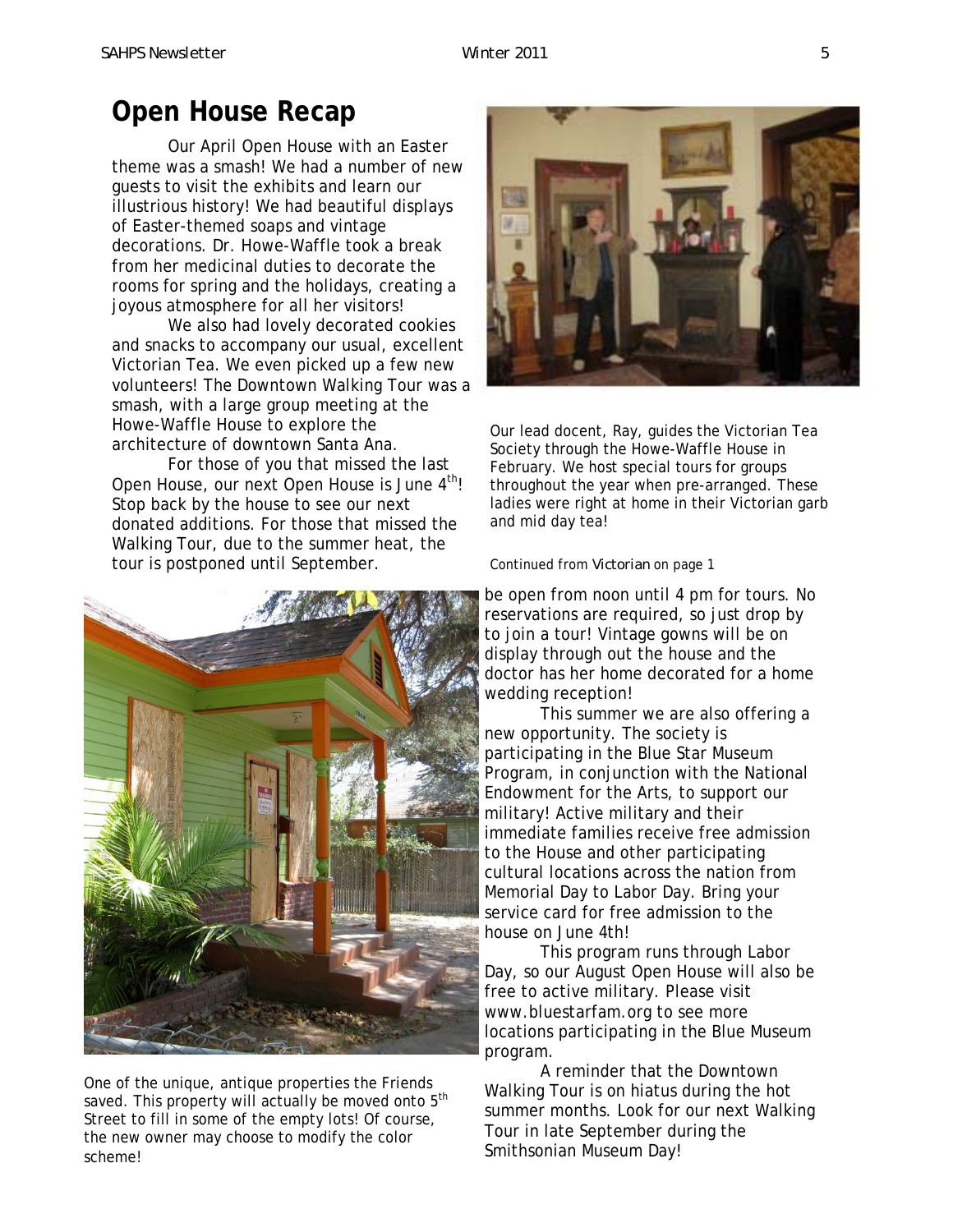# Open House Recap

Our April Open House with an Easter theme was a smash! We had a number of new guests to visit the exhibits and learn our illustrious history! We had beautiful displays of Easter-themed soaps and vintage decorations. Dr. Howe-Waffle took a break from her medicinal duties to decorate the rooms for spring and the holidays, creating a joyous atmosphere for all her visitors!

We also had lovely decorated cookies and snacks to accompany our usual, excellent Victorian Tea. We even picked up a few new volunteers! The Downtown Walking Tour was a smash, with a large group meeting at the Howe-Waffle House to explore the architecture of downtown Santa Ana.

For those of you that missed the last Open House, our next Open House is June 4th! Stop back by the house to see our next donated additions. For those that missed the Walking Tour, due to the summer heat, the tour is postponed until September.

Our lead docent, Ray, guides the Victorian Tea Society through the Howe-Waffle House in February. We host special tours for groups throughout the year when pre-arranged. These ladies were right at home in their Victorian garb and mid day tea!

One of the unique, antique properties the Friends saved. This property will actually be moved onto 5th Street to fill in some of the empty lots! Of course, the new owner may choose to modify the color scheme!

*Continued from Victorian on page 1*

be open from noon until 4 pm for tours. No reservations are required, so just drop by to join a tour! Vintage gowns will be on display through out the house and the doctor has her home decorated for a home wedding reception!

This summer we are also offering a new opportunity. The society is participating in the Blue Star Museum Program, in conjunction with the National Endowment for the Arts, to support our military! Active military and their immediate families receive free admission to the House and other participating cultural locations across the nation from Memorial Day to Labor Day. Bring your service card for free admission to the house on June 4th!

This program runs through Labor Day, so our August Open House will also be free to active military. Please visit www.bluestarfam.org to see more locations participating in the Blue Museum program.

A reminder that the Downtown Walking Tour is on hiatus during the hot summer months. Look for our next Walking Tour in late September during the Smithsonian Museum Day!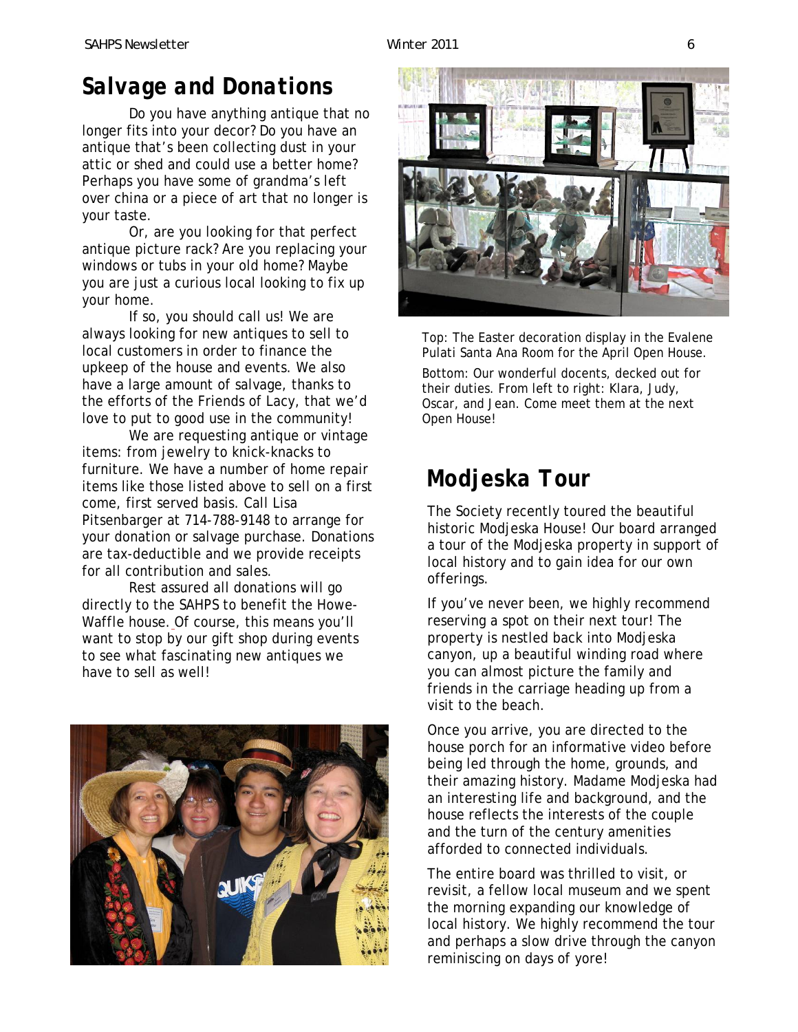## Salvage and Donations

Do you have anything antique that no longer fits into your decor? Do you have an antique that's been collecting dust in your attic or shed and could use a better home? Perhaps you have some of grandma's left over china or a piece of art that no longer is your taste.

Or, are you looking for that perfect antique picture rack? Are you replacing your windows or tubs in your old home? Maybe you are just a curious local looking to fix up your home.

If so, you should call us! We are always looking for new antiques to sell to local customers in order to finance the upkeep of the house and events. We also have a large amount of salvage, thanks to the efforts of the Friends of Lacy, that we'd love to put to good use in the community!

We are requesting antique or vintage items: from jewelry to knick-knacks to furniture. We have a number of home repair items like those listed above to sell on a first come, first served basis. Call Lisa Pitsenbarger at 714-788-9148 to arrange for your donation or salvage purchase. Donations are tax-deductible and we provide receipts for all contribution and sales.

Rest assured all donations will go directly to the SAHPS to benefit the Howe-Waffle house. Of course, this means you'll want to stop by our gift shop during events to see what fascinating new antiques we have to sell as well!

Top: The Easter decoration display in the Evalene Pulati Santa Ana Room for the April Open House.

Bottom: Our wonderful docents, decked out for their duties. From left to right: Klara, Judy, Oscar, and Jean. Come meet them at the next Open House!

## Modjeska Tour

The Society recently toured the beautiful historic Modjeska House! Our board arranged a tour of the Modjeska property in support of local history and to gain idea for our own offerings.

If you've never been, we highly recommend reserving a spot on their next tour! The property is nestled back into Modjeska canyon, up a beautiful winding road where you can almost picture the family and friends in the carriage heading up from a visit to the beach.

Once you arrive, you are directed to the house porch for an informative video before being led through the home, grounds, and their amazing history. Madame Modjeska had an interesting life and background, and the house reflects the interests of the couple and the turn of the century amenities afforded to connected individuals.

The entire board was thrilled to visit, or revisit, a fellow local museum and we spent the morning expanding our knowledge of local history. We highly recommend the tour and perhaps a slow drive through the canyon reminiscing on days of yore!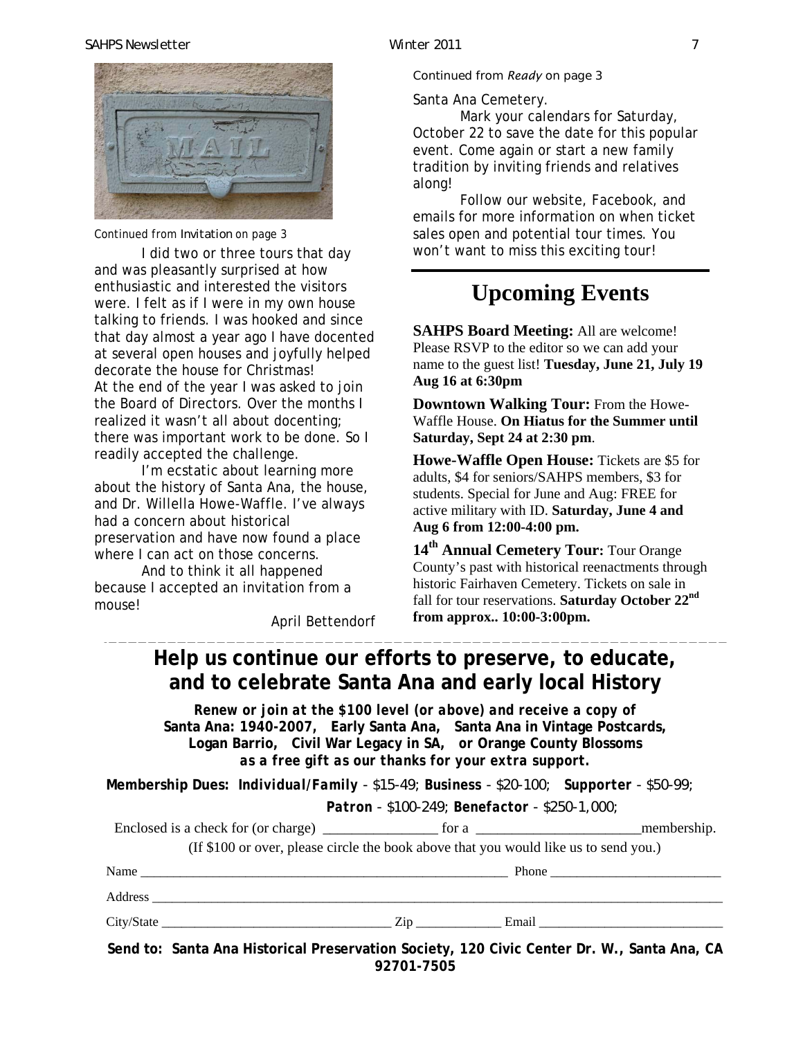*Continued from Invitation on page 3*

I did two or three tours that day and was pleasantly surprised at how enthusiastic and interested the visitors were. I felt as if I were in my own house talking to friends. I was hooked and since that day almost a year ago I have docented at several open houses and joyfully helped decorate the house for Christmas! At the end of the year I was asked to join the Board of Directors. Over the months I realized it wasn't all about docenting; there was important work to be done. So I readily accepted the challenge.

I'm ecstatic about learning more about the history of Santa Ana, the house, and Dr. Willella Howe-Waffle. I've always had a concern about historical preservation and have now found a place where I can act on those concerns.

And to think it all happened because I accepted an invitation from a mouse!

April Bettendorf

*Continued from Ready on page 3*

Santa Ana Cemetery.

Mark your calendars for Saturday, October 22 to save the date for this popular event. Come again or start a new family tradition by inviting friends and relatives along!

Follow our website, Facebook, and emails for more information on when ticket sales open and potential tour times. You won't want to miss this exciting tour!

## Upcoming Events

**SAHPS Board Meeting:** All are welcome! Please RSVP to the editor so we can add your name to the guest list! **Tuesday, June 21, July 19 Aug 16 at 6:30pm**

**Downtown Walking Tour:** From the Howe-Waffle House. **On Hiatus for the Summer until Saturday, Sept 24 at 2:30 pm**.

**Howe-Waffle Open House:** Tickets are $5 for adults, $4 for seniors/SAHPS members, $3 for students. Special for June and Aug: FREE for active military with ID. **Saturday, June 4 and Aug 6 from 12:00-4:00 pm.**

**14th Annual Cemetery Tour:** Tour Orange County's past with historical reenactments through historic Fairhaven Cemetery. Tickets on sale in fall for tour reservations. **Saturday October 22nd from approx.. 10:00-3:00pm.**

## Help us continue our efforts to preserve, to educate, and to celebrate Santa Ana and early local History

***Renew or join at the $100 level (or above) and receive a copy of***
**Santa Ana: 1940-2007, Early Santa Ana, Santa Ana in Vintage Postcards, Logan Barrio, Civil War Legacy in SA, or Orange County Blossoms**
***as a free gift as our thanks for your extra support.***

**Membership Dues:** ***Individual/Family*** - $15-49; ***Business*** - $20-100; ***Supporter*** - $50-99; ***Patron*** - $100-249; ***Benefactor*** - $250-1,000;

Enclosed is a check for (or charge) ________________ for a _______________________membership.

(If $100 or over, please circle the book above that you would like us to send you.)

Name ____________________________________________________ Phone ________________________

Address ________________________________________________________________________________

City/State ______________________________ Zip ____________ Email __________________________

**Send to: Santa Ana Historical Preservation Society, 120 Civic Center Dr. W., Santa Ana, CA 92701-7505**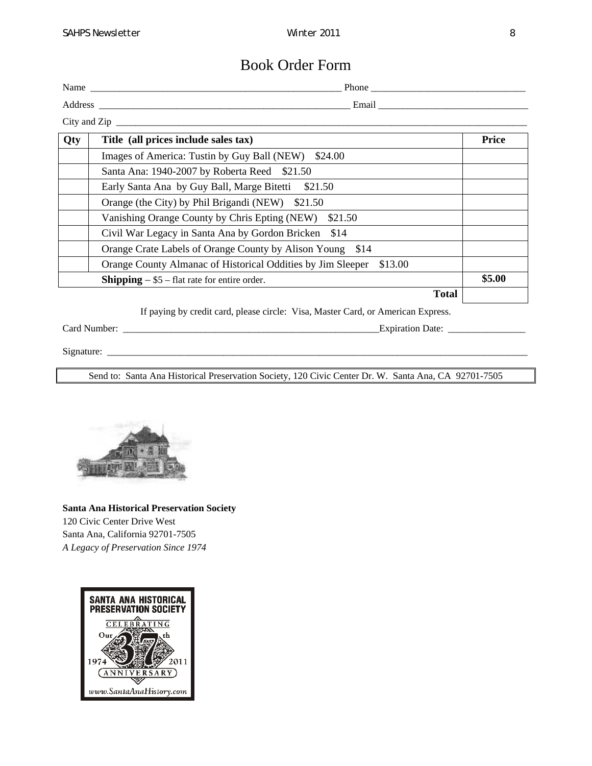# Book Order Form

Name ____________________________________________________ Phone ______________________________

Address ____________________________________________________ Email ______________________________

City and Zip ____________________________________________________________________________

| Qty | Title (all prices include sales tax) | Price |
|---|---|---|
| | Images of America: Tustin by Guy Ball (NEW) $24.00 | |
| | Santa Ana: 1940-2007 by Roberta Reed $21.50 | |
| | Early Santa Ana by Guy Ball, Marge Bitetti $21.50 | |
| | Orange (the City) by Phil Brigandi (NEW) $21.50 | |
| | Vanishing Orange County by Chris Epting (NEW) $21.50 | |
| | Civil War Legacy in Santa Ana by Gordon Bricken $14 | |
| | Orange Crate Labels of Orange County by Alison Young $14 | |
| | Orange County Almanac of Historical Oddities by Jim Sleeper $13.00 | |
| | **Shipping** – $5 – flat rate for entire order. | **$5.00** |
| | **Total** | |

If paying by credit card, please circle: Visa, Master Card, or American Express.

Card Number: ____________________________________________________ Expiration Date: ________________

Signature: ____________________________________________________________________________

Send to: Santa Ana Historical Preservation Society, 120 Civic Center Dr. W. Santa Ana, CA 92701-7505

**Santa Ana Historical Preservation Society**
120 Civic Center Drive West
Santa Ana, California 92701-7505
*A Legacy of Preservation Since 1974*

SANTA ANA HISTORICAL PRESERVATION SOCIETY
CELEBRATING Our 37th ANNIVERSARY
1974 2011
www.SantaAnaHistory.com